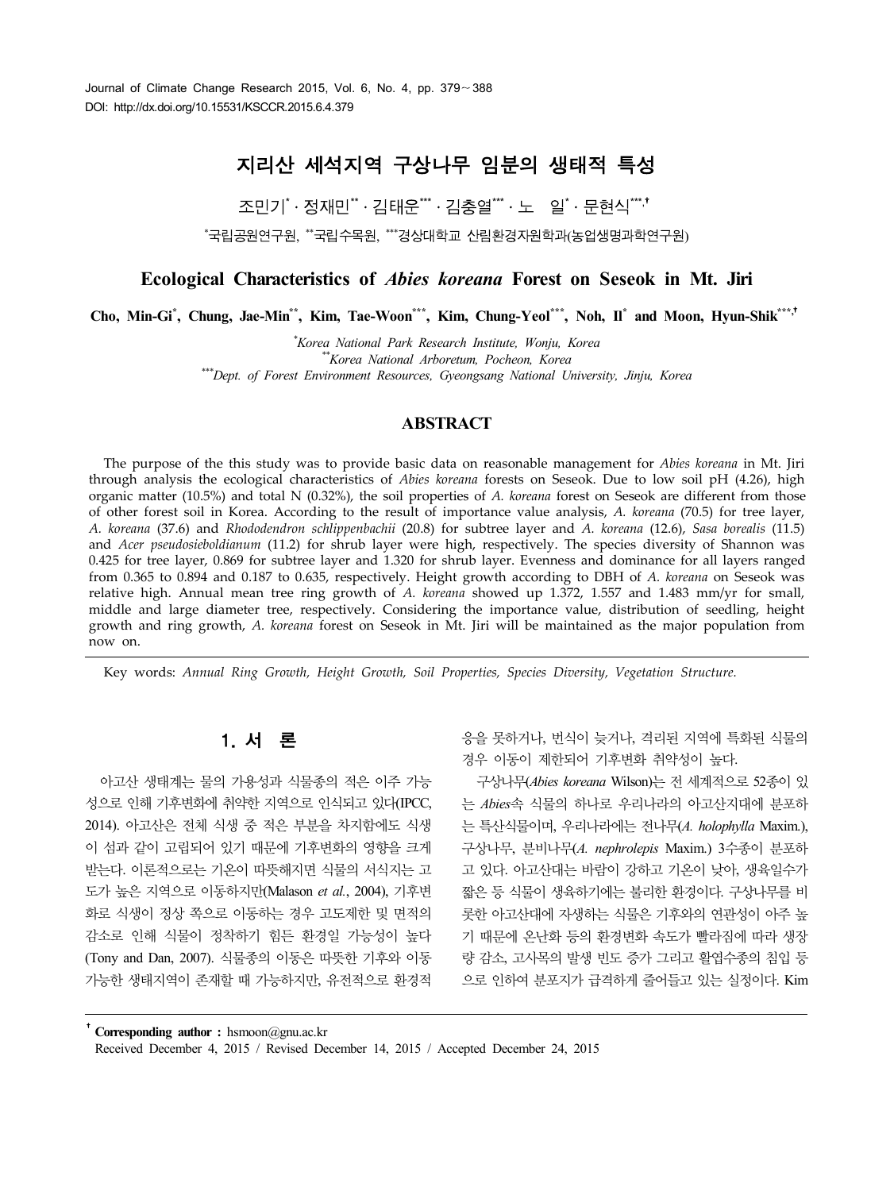# 지리산 세석지역 구상나무 임분의 생태적 특성

조민기[*] · 정재민[**] · 김태운[***] · 김충열[***] · 노 일[*] · 문현식[***,†]

[*]국립공원연구원, [**]국립수목원, [***]경상대학교 산림환경자원학과(농업생명과학연구원)

## Ecological Characteristics of *Abies koreana* Forest on Seseok in Mt. Jiri

**Cho, Min-Gi[*], Chung, Jae-Min[**], Kim, Tae-Woon[***], Kim, Chung-Yeol[***], Noh, Il[*] and Moon, Hyun-Shik[***,†]**

[*]*Korea National Park Research Institute, Wonju, Korea*
[**]*Korea National Arboretum, Pocheon, Korea*
[***]*Dept. of Forest Environment Resources, Gyeongsang National University, Jinju, Korea*

### ABSTRACT

The purpose of the this study was to provide basic data on reasonable management for *Abies koreana* in Mt. Jiri through analysis the ecological characteristics of *Abies koreana* forests on Seseok. Due to low soil pH (4.26), high organic matter (10.5%) and total N (0.32%), the soil properties of *A. koreana* forest on Seseok are different from those of other forest soil in Korea. According to the result of importance value analysis, *A. koreana* (70.5) for tree layer, *A. koreana* (37.6) and *Rhododendron schlippenbachii* (20.8) for subtree layer and *A. koreana* (12.6), *Sasa borealis* (11.5) and *Acer pseudosieboldianum* (11.2) for shrub layer were high, respectively. The species diversity of Shannon was 0.425 for tree layer, 0.869 for subtree layer and 1.320 for shrub layer. Evenness and dominance for all layers ranged from 0.365 to 0.894 and 0.187 to 0.635, respectively. Height growth according to DBH of *A. koreana* on Seseok was relative high. Annual mean tree ring growth of *A. koreana* showed up 1.372, 1.557 and 1.483 mm/yr for small, middle and large diameter tree, respectively. Considering the importance value, distribution of seedling, height growth and ring growth, *A. koreana* forest on Seseok in Mt. Jiri will be maintained as the major population from now on.

Key words: *Annual Ring Growth, Height Growth, Soil Properties, Species Diversity, Vegetation Structure.*

## 1. 서 론

아고산 생태계는 물의 가용성과 식물종의 적은 이주 가능성으로 인해 기후변화에 취약한 지역으로 인식되고 있다(IPCC, 2014). 아고산은 전체 식생 중 적은 부분을 차지함에도 식생이 섬과 같이 고립되어 있기 때문에 기후변화의 영향을 크게 받는다. 이론적으로는 기온이 따뜻해지면 식물의 서식지는 고도가 높은 지역으로 이동하지만(Malason *et al.*, 2004), 기후변화로 식생이 정상 쪽으로 이동하는 경우 고도제한 및 면적의 감소로 인해 식물이 정착하기 힘든 환경일 가능성이 높다(Tony and Dan, 2007). 식물종의 이동은 따뜻한 기후와 이동 가능한 생태지역이 존재할 때 가능하지만, 유전적으로 환경적응을 못하거나, 번식이 늦거나, 격리된 지역에 특화된 식물의 경우 이동이 제한되어 기후변화 취약성이 높다.

구상나무(*Abies koreana* Wilson)는 전 세계적으로 52종이 있는 *Abies*속 식물의 하나로 우리나라의 아고산지대에 분포하는 특산식물이며, 우리나라에는 전나무(*A. holophylla* Maxim.), 구상나무, 분비나무(*A. nephrolepis* Maxim.) 3수종이 분포하고 있다. 아고산대는 바람이 강하고 기온이 낮아, 생육일수가 짧은 등 식물이 생육하기에는 불리한 환경이다. 구상나무를 비롯한 아고산대에 자생하는 식물은 기후와의 연관성이 아주 높기 때문에 온난화 등의 환경변화 속도가 빨라짐에 따라 생장량 감소, 고사목의 발생 빈도 증가 그리고 활엽수종의 침입 등으로 인하여 분포지가 급격하게 줄어들고 있는 실정이다. Kim

† **Corresponding author :** hsmoon@gnu.ac.kr
Received December 4, 2015 / Revised December 14, 2015 / Accepted December 24, 2015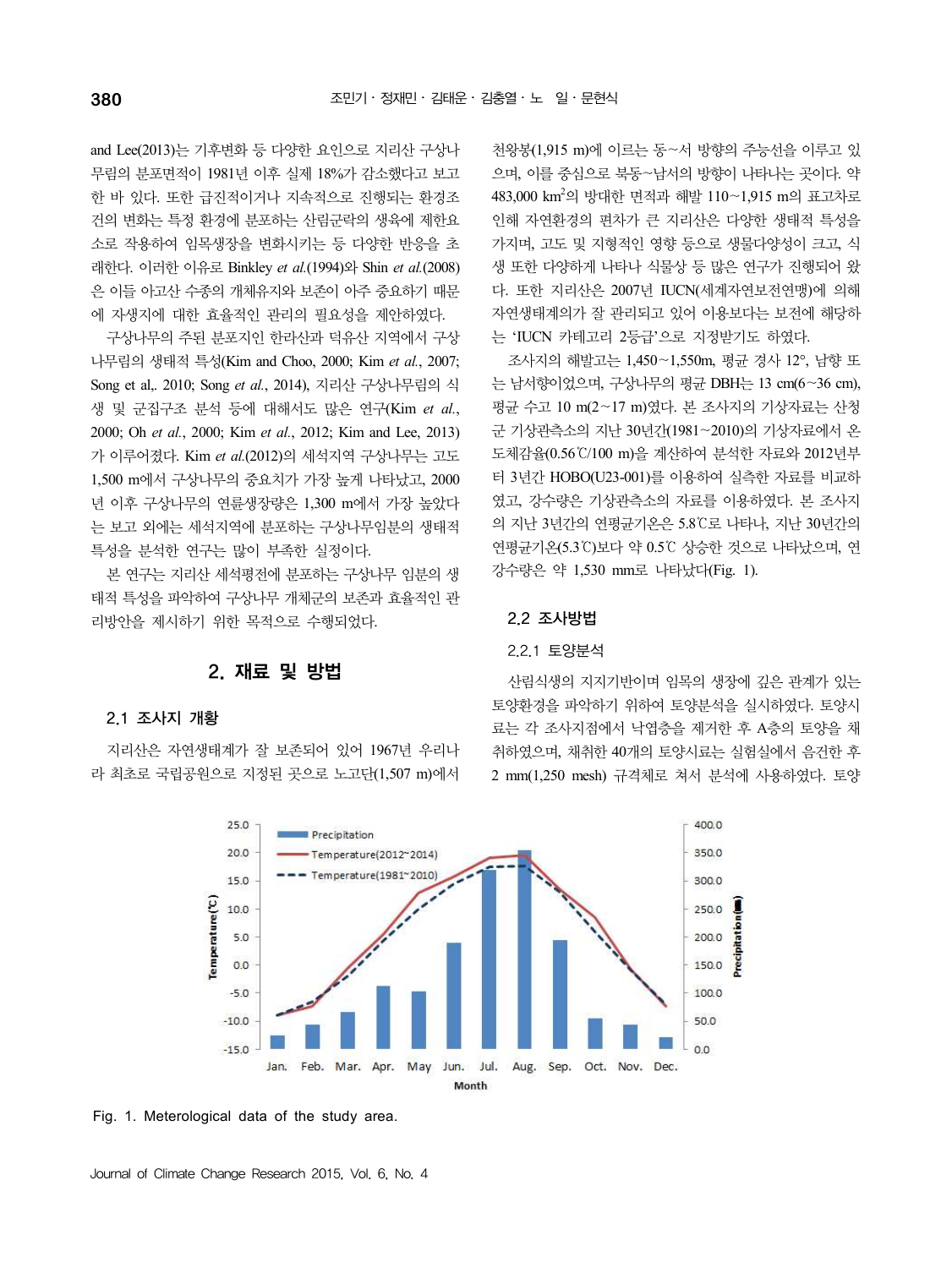and Lee(2013)는 기후변화 등 다양한 요인으로 지리산 구상나무림의 분포면적이 1981년 이후 실제 18%가 감소했다고 보고한 바 있다. 또한 급진적이거나 지속적으로 진행되는 환경조건의 변화는 특정 환경에 분포하는 산림군락의 생육에 제한요소로 작용하여 임목생장을 변화시키는 등 다양한 반응을 초래한다. 이러한 이유로 Binkley *et al.*(1994)와 Shin *et al.*(2008)은 이들 아고산 수종의 개체유지와 보존이 아주 중요하기 때문에 자생지에 대한 효율적인 관리의 필요성을 제안하였다.

구상나무의 주된 분포지인 한라산과 덕유산 지역에서 구상나무림의 생태적 특성(Kim and Choo, 2000; Kim *et al.*, 2007; Song et al,. 2010; Song *et al.*, 2014), 지리산 구상나무림의 식생 및 군집구조 분석 등에 대해서도 많은 연구(Kim *et al.*, 2000; Oh *et al.*, 2000; Kim *et al.*, 2012; Kim and Lee, 2013)가 이루어졌다. Kim *et al.*(2012)의 세석지역 구상나무는 고도 1,500 m에서 구상나무의 중요치가 가장 높게 나타났고, 2000년 이후 구상나무의 연륜생장량은 1,300 m에서 가장 높았다는 보고 외에는 세석지역에 분포하는 구상나무임분의 생태적 특성을 분석한 연구는 많이 부족한 실정이다.

본 연구는 지리산 세석평전에 분포하는 구상나무 임분의 생태적 특성을 파악하여 구상나무 개체군의 보존과 효율적인 관리방안을 제시하기 위한 목적으로 수행되었다.

## 2. 재료 및 방법

### 2.1 조사지 개황

지리산은 자연생태계가 잘 보존되어 있어 1967년 우리나라 최초로 국립공원으로 지정된 곳으로 노고단(1,507 m)에서 천왕봉(1,915 m)에 이르는 동~서 방향의 주능선을 이루고 있으며, 이를 중심으로 북동~남서의 방향이 나타나는 곳이다. 약 483,000 km$^2$의 방대한 면적과 해발 110~1,915 m의 표고차로 인해 자연환경의 편차가 큰 지리산은 다양한 생태적 특성을 가지며, 고도 및 지형적인 영향 등으로 생물다양성이 크고, 식생 또한 다양하게 나타나 식물상 등 많은 연구가 진행되어 왔다. 또한 지리산은 2007년 IUCN(세계자연보전연맹)에 의해 자연생태계의가 잘 관리되고 있어 이용보다는 보전에 해당하는 'IUCN 카테고리 2등급'으로 지정받기도 하였다.

조사지의 해발고는 1,450~1,550m, 평균 경사 12°, 남향 또는 남서향이었으며, 구상나무의 평균 DBH는 13 cm(6~36 cm), 평균 수고 10 m(2~17 m)였다. 본 조사지의 기상자료는 산청군 기상관측소의 지난 30년간(1981~2010)의 기상자료에서 온도체감율(0.56℃/100 m)을 계산하여 분석한 자료와 2012년부터 3년간 HOBO(U23-001)를 이용하여 실측한 자료를 비교하였고, 강수량은 기상관측소의 자료를 이용하였다. 본 조사지의 지난 3년간의 연평균기온은 5.8℃로 나타나, 지난 30년간의 연평균기온(5.3℃)보다 약 0.5℃ 상승한 것으로 나타났으며, 연강수량은 약 1,530 mm로 나타났다(Fig. 1).

Fig. 1. Meterological data of the study area.

### 2.2 조사방법

#### 2.2.1 토양분석

산림식생의 지지기반이며 임목의 생장에 깊은 관계가 있는 토양환경을 파악하기 위하여 토양분석을 실시하였다. 토양시료는 각 조사지점에서 낙엽층을 제거한 후 A층의 토양을 채취하였으며, 채취한 40개의 토양시료는 실험실에서 음건한 후 2 mm(1,250 mesh) 규격체로 쳐서 분석에 사용하였다. 토양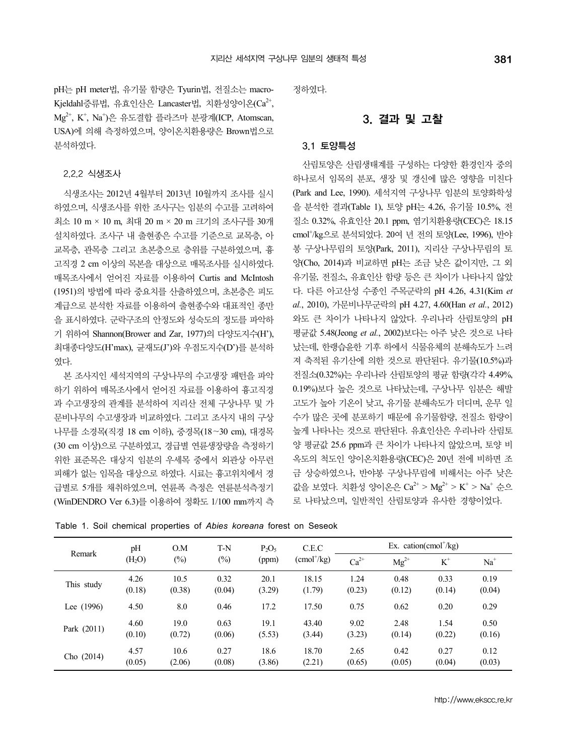pH는 pH meter법, 유기물 함량은 Tyurin법, 전질소는 macro-Kjeldahl증류법, 유효인산은 Lancaster법, 치환성양이온($Ca^{2+}$, $Mg^{2+}$, $K^{+}$, $Na^{+}$)은 유도결합 플라즈마 분광계(ICP, Atomscan, USA)에 의해 측정하였으며, 양이온치환용량은 Brown법으로 분석하였다.

### 2.2.2 식생조사

식생조사는 2012년 4월부터 2013년 10월까지 조사를 실시하였으며, 식생조사를 위한 조사구는 임분의 수고를 고려하여 최소 10 m × 10 m, 최대 20 m × 20 m 크기의 조사구를 30개 설치하였다. 조사구 내 출현종은 수고를 기준으로 교목층, 아교목층, 관목층 그리고 초본층으로 층위를 구분하였으며, 흉고직경 2 cm 이상의 목본을 대상으로 매목조사를 실시하였다. 매목조사에서 얻어진 자료를 이용하여 Curtis and McIntosh (1951)의 방법에 따라 중요치를 산출하였으며, 초본층은 피도계급으로 분석한 자료를 이용하여 출현종수와 대표적인 종만을 표시하였다. 군락구조의 안정도와 성숙도의 정도를 파악하기 위하여 Shannon(Brower and Zar, 1977)의 다양도지수(H'), 최대종다양도(H'max), 균재도(J')와 우점도지수(D')를 분석하였다.

본 조사지인 세석지역의 구상나무의 수고생장 패턴을 파악하기 위하여 매목조사에서 얻어진 자료를 이용하여 흉고직경과 수고생장의 관계를 분석하여 지리산 전체 구상나무 및 가문비나무의 수고생장과 비교하였다. 그리고 조사지 내의 구상나무를 소경목(직경 18 cm 이하), 중경목(18~30 cm), 대경목(30 cm 이상)으로 구분하였고, 경급별 연륜생장량을 측정하기 위한 표준목은 대상지 임분의 우세목 중에서 외관상 아무런 피해가 없는 임목을 대상으로 하였다. 시료는 흉고위치에서 경급별로 5개를 채취하였으며, 연륜폭 측정은 연륜분석측정기(WinDENDRO Ver 6.3)를 이용하여 정확도 1/100 mm까지 측정하였다.

## 3. 결과 및 고찰

### 3.1 토양특성

산림토양은 산림생태계를 구성하는 다양한 환경인자 중의 하나로서 임목의 분포, 생장 및 갱신에 많은 영향을 미친다 (Park and Lee, 1990). 세석지역 구상나무 임분의 토양화학성을 분석한 결과(Table 1), 토양 pH는 4.26, 유기물 10.5%, 전질소 0.32%, 유효인산 20.1 ppm, 염기치환용량(CEC)은 18.15 $cmol^{+}/kg$으로 분석되었다. 20여 년 전의 토양(Lee, 1996), 반야봉 구상나무림의 토양(Park, 2011), 지리산 구상나무림의 토양(Cho, 2014)과 비교하면 pH는 조금 낮은 값이지만, 그 외 유기물, 전질소, 유효인산 함량 등은 큰 차이가 나타나지 않았다. 다른 아고산성 수종인 주목군락의 pH 4.26, 4.31(Kim *et al.*, 2010), 가문비나무군락의 pH 4.27, 4.60(Han *et al.*, 2012)와도 큰 차이가 나타나지 않았다. 우리나라 산림토양의 pH 평균값 5.48(Jeong *et al.*, 2002)보다는 아주 낮은 것으로 나타났는데, 한랭습윤한 기후 하에서 식물유체의 분해속도가 느려져 축적된 유기산에 의한 것으로 판단된다. 유기물(10.5%)과 전질소(0.32%)는 우리나라 산림토양의 평균 함량(각각 4.49%, 0.19%)보다 높은 것으로 나타났는데, 구상나무 임분은 해발고도가 높아 기온이 낮고, 유기물 분해속도가 더디며, 운무 일수가 많은 곳에 분포하기 때문에 유기물함량, 전질소 함량이 높게 나타나는 것으로 판단된다. 유효인산은 우리나라 산림토양 평균값 25.6 ppm과 큰 차이가 나타나지 않았으며, 토양 비옥도의 척도인 양이온치환용량(CEC)은 20년 전에 비하면 조금 상승하였으나, 반야봉 구상나무림에 비해서는 아주 낮은 값을 보였다. 치환성 양이온은 $Ca^{2+} > Mg^{2+} > K^{+} > Na^{+}$ 순으로 나타났으며, 일반적인 산림토양과 유사한 경향이었다.

Table 1. Soil chemical properties of *Abies koreana* forest on Seseok

| Remark | pH ($H_2O$) | O.M (%) | T-N (%) | $P_2O_5$ (ppm) | C.E.C ($cmol^{+}/kg$) | Ex. cation($cmol^{+}/kg$) | | | |
|---|---|---|---|---|---|---|---|---|---|
| | | | | | | $Ca^{2+}$ | $Mg^{2+}$ | $K^{+}$ | $Na^{+}$ |
| This study | 4.26 (0.18) | 10.5 (0.38) | 0.32 (0.04) | 20.1 (3.29) | 18.15 (1.79) | 1.24 (0.23) | 0.48 (0.12) | 0.33 (0.14) | 0.19 (0.04) |
| Lee (1996) | 4.50 | 8.0 | 0.46 | 17.2 | 17.50 | 0.75 | 0.62 | 0.20 | 0.29 |
| Park (2011) | 4.60 (0.10) | 19.0 (0.72) | 0.63 (0.06) | 19.1 (5.53) | 43.40 (3.44) | 9.02 (3.23) | 2.48 (0.14) | 1.54 (0.22) | 0.50 (0.16) |
| Cho (2014) | 4.57 (0.05) | 10.6 (2.06) | 0.27 (0.08) | 18.6 (3.86) | 18.70 (2.21) | 2.65 (0.65) | 0.42 (0.05) | 0.27 (0.04) | 0.12 (0.03) |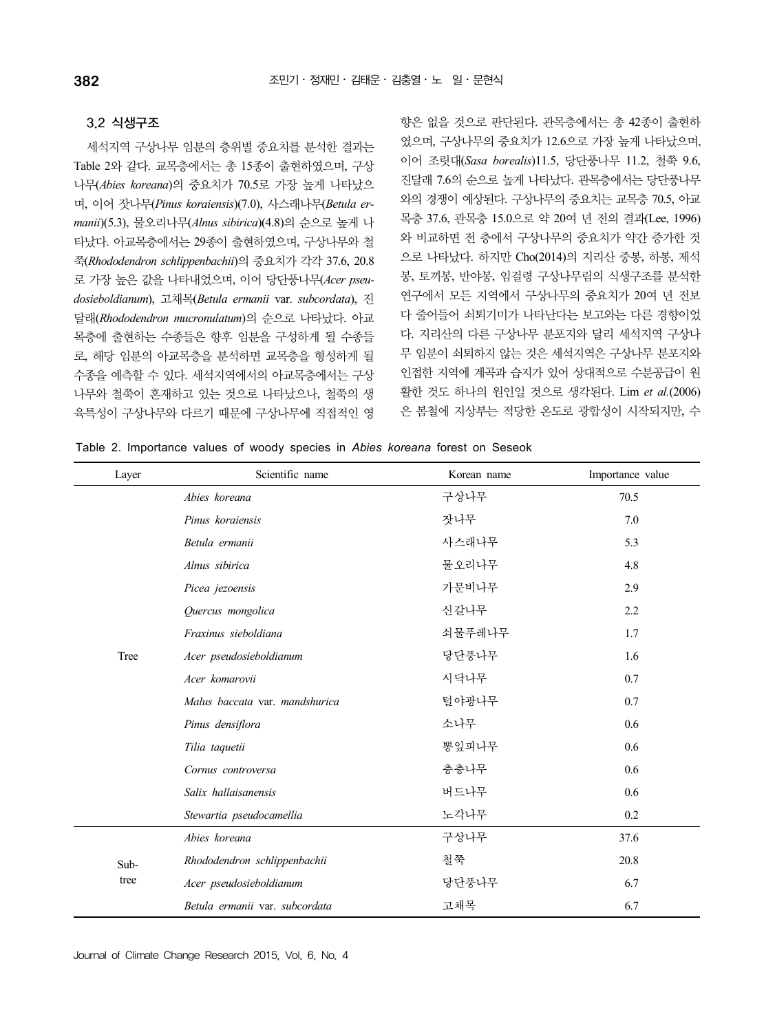### 3.2 식생구조

세석지역 구상나무 임분의 층위별 중요치를 분석한 결과는 Table 2와 같다. 교목층에서는 총 15종이 출현하였으며, 구상나무(*Abies koreana*)의 중요치가 70.5로 가장 높게 나타났으며, 이어 잣나무(*Pinus koraiensis*)(7.0), 사스래나무(*Betula ermanii*)(5.3), 물오리나무(*Alnus sibirica*)(4.8)의 순으로 높게 나타났다. 아교목층에서는 29종이 출현하였으며, 구상나무와 철쭉(*Rhododendron schlippenbachii*)의 중요치가 각각 37.6, 20.8로 가장 높은 값을 나타내었으며, 이어 당단풍나무(*Acer pseudosieboldianum*), 고채목(*Betula ermanii* var. *subcordata*), 진달래(*Rhododendron mucronulatum*)의 순으로 나타났다. 아교목층에 출현하는 수종들은 향후 임분을 구성하게 될 수종들로, 해당 임분의 아교목층을 분석하면 교목층을 형성하게 될 수종을 예측할 수 있다. 세석지역에서의 아교목층에서는 구상나무와 철쭉이 혼재하고 있는 것으로 나타났으나, 철쭉의 생육특성이 구상나무와 다르기 때문에 구상나무에 직접적인 영향은 없을 것으로 판단된다. 관목층에서는 총 42종이 출현하였으며, 구상나무의 중요치가 12.6으로 가장 높게 나타났으며, 이어 조릿대(*Sasa borealis*)11.5, 당단풍나무 11.2, 철쭉 9.6, 진달래 7.6의 순으로 높게 나타났다. 관목층에서는 당단풍나무와의 경쟁이 예상된다. 구상나무의 중요치는 교목층 70.5, 아교목층 37.6, 관목층 15.0으로 약 20여 년 전의 결과(Lee, 1996)와 비교하면 전 층에서 구상나무의 중요치가 약간 증가한 것으로 나타났다. 하지만 Cho(2014)의 지리산 중봉, 하봉, 제석봉, 토끼봉, 반야봉, 임걸령 구상나무림의 식생구조를 분석한 연구에서 모든 지역에서 구상나무의 중요치가 20여 년 전보다 줄어들어 쇠퇴기미가 나타난다는 보고와는 다른 경향이었다. 지리산의 다른 구상나무 분포지와 달리 세석지역 구상나무 임분이 쇠퇴하지 않는 것은 세석지역은 구상나무 분포지와 인접한 지역에 계곡과 습지가 있어 상대적으로 수분공급이 원활한 것도 하나의 원인일 것으로 생각된다. Lim *et al.*(2006)은 봄철에 지상부는 적당한 온도로 광합성이 시작되지만, 수

Table 2. Importance values of woody species in *Abies koreana* forest on Seseok

| Layer | Scientific name | Korean name | Importance value |
|---|---|---|---|
| Tree | *Abies koreana* | 구상나무 | 70.5 |
| | *Pinus koraiensis* | 잣나무 | 7.0 |
| | *Betula ermanii* | 사스래나무 | 5.3 |
| | *Alnus sibirica* | 물오리나무 | 4.8 |
| | *Picea jezoensis* | 가문비나무 | 2.9 |
| | *Quercus mongolica* | 신갈나무 | 2.2 |
| | *Fraxinus sieboldiana* | 쇠물푸레나무 | 1.7 |
| | *Acer pseudosieboldianum* | 당단풍나무 | 1.6 |
| | *Acer komarovii* | 시닥나무 | 0.7 |
| | *Malus baccata* var. *mandshurica* | 털야광나무 | 0.7 |
| | *Pinus densiflora* | 소나무 | 0.6 |
| | *Tilia taquetii* | 뽕잎피나무 | 0.6 |
| | *Cornus controversa* | 층층나무 | 0.6 |
| | *Salix hallaisanensis* | 버드나무 | 0.6 |
| | *Stewartia pseudocamellia* | 노각나무 | 0.2 |
| Sub-tree | *Abies koreana* | 구상나무 | 37.6 |
| | *Rhododendron schlippenbachii* | 철쭉 | 20.8 |
| | *Acer pseudosieboldianum* | 당단풍나무 | 6.7 |
| | *Betula ermanii* var. *subcordata* | 고채목 | 6.7 |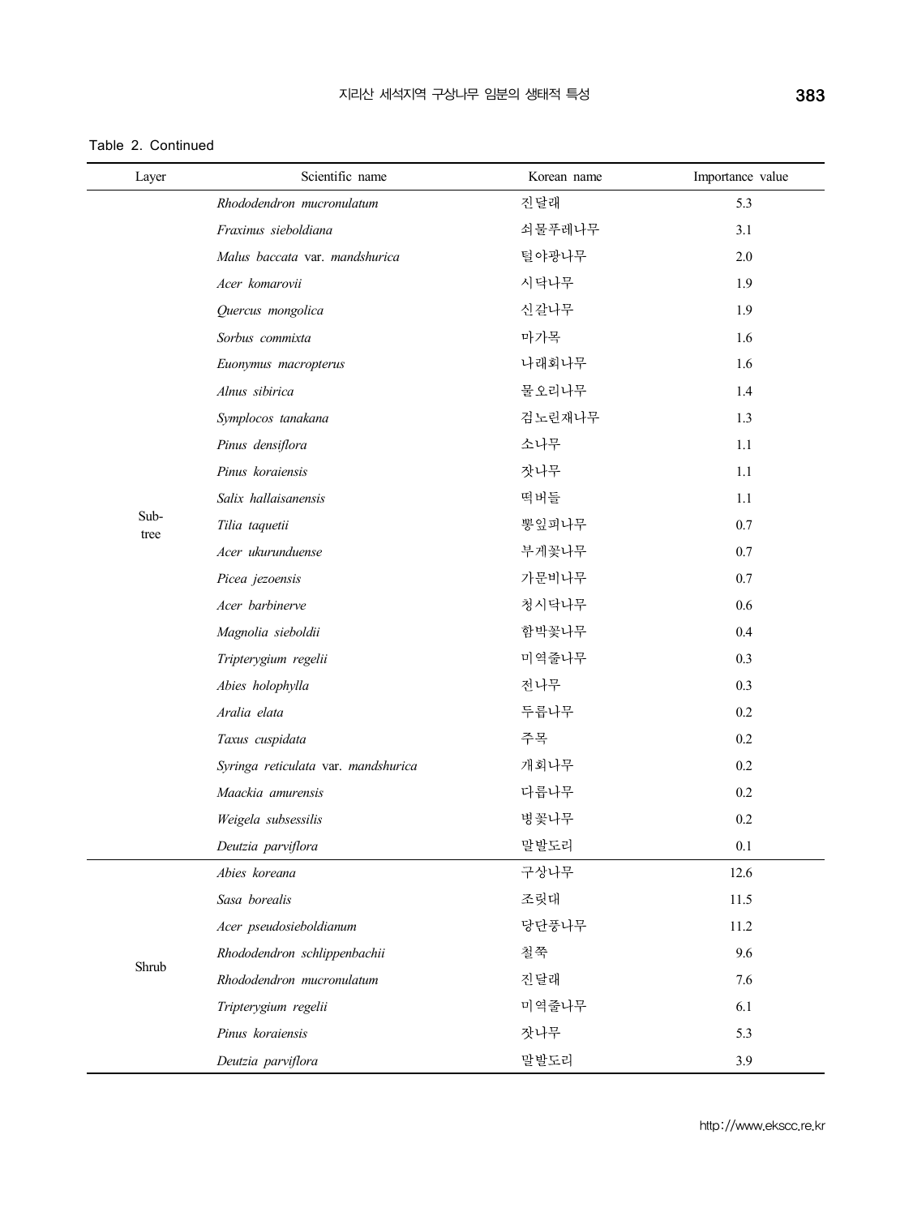Table 2. Continued

| Layer | Scientific name | Korean name | Importance value |
|---|---|---|---|
| Sub-tree | *Rhododendron mucronulatum* | 진달래 | 5.3 |
| | *Fraxinus sieboldiana* | 쇠물푸레나무 | 3.1 |
| | *Malus baccata* var. *mandshurica* | 털야광나무 | 2.0 |
| | *Acer komarovii* | 시닥나무 | 1.9 |
| | *Quercus mongolica* | 신갈나무 | 1.9 |
| | *Sorbus commixta* | 마가목 | 1.6 |
| | *Euonymus macropterus* | 나래회나무 | 1.6 |
| | *Alnus sibirica* | 물오리나무 | 1.4 |
| | *Symplocos tanakana* | 검노린재나무 | 1.3 |
| | *Pinus densiflora* | 소나무 | 1.1 |
| | *Pinus koraiensis* | 잣나무 | 1.1 |
| | *Salix hallaisanensis* | 떡버들 | 1.1 |
| | *Tilia taquetii* | 뽕잎피나무 | 0.7 |
| | *Acer ukurunduense* | 부게꽃나무 | 0.7 |
| | *Picea jezoensis* | 가문비나무 | 0.7 |
| | *Acer barbinerve* | 청시닥나무 | 0.6 |
| | *Magnolia sieboldii* | 함박꽃나무 | 0.4 |
| | *Tripterygium regelii* | 미역줄나무 | 0.3 |
| | *Abies holophylla* | 전나무 | 0.3 |
| | *Aralia elata* | 두릅나무 | 0.2 |
| | *Taxus cuspidata* | 주목 | 0.2 |
| | *Syringa reticulata* var. *mandshurica* | 개회나무 | 0.2 |
| | *Maackia amurensis* | 다릅나무 | 0.2 |
| | *Weigela subsessilis* | 병꽃나무 | 0.2 |
| | *Deutzia parviflora* | 말발도리 | 0.1 |
| Shrub | *Abies koreana* | 구상나무 | 12.6 |
| | *Sasa borealis* | 조릿대 | 11.5 |
| | *Acer pseudosieboldianum* | 당단풍나무 | 11.2 |
| | *Rhododendron schlippenbachii* | 철쭉 | 9.6 |
| | *Rhododendron mucronulatum* | 진달래 | 7.6 |
| | *Tripterygium regelii* | 미역줄나무 | 6.1 |
| | *Pinus koraiensis* | 잣나무 | 5.3 |
| | *Deutzia parviflora* | 말발도리 | 3.9 |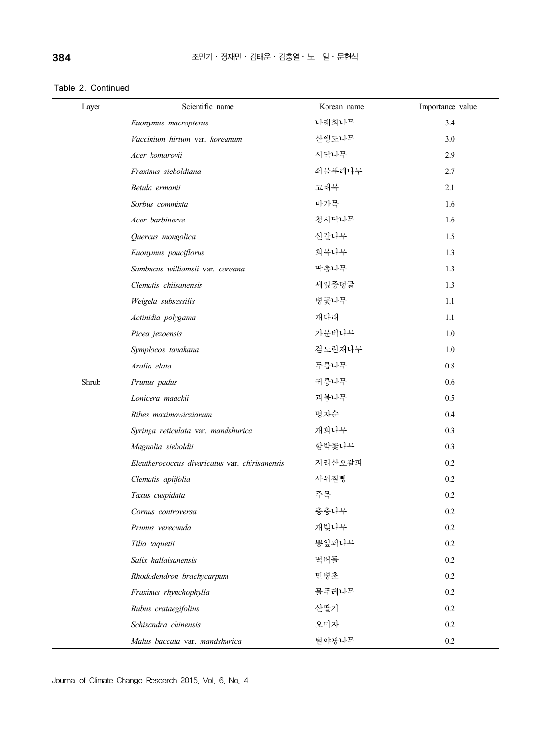Table 2. Continued

| Layer | Scientific name | Korean name | Importance value |
|---|---|---|---|
| | *Euonymus macropterus* | 나래회나무 | 3.4 |
| | *Vaccinium hirtum* var. *koreanum* | 산앵도나무 | 3.0 |
| | *Acer komarovii* | 시닥나무 | 2.9 |
| | *Fraxinus sieboldiana* | 쇠물푸레나무 | 2.7 |
| | *Betula ermanii* | 고채목 | 2.1 |
| | *Sorbus commixta* | 마가목 | 1.6 |
| | *Acer barbinerve* | 청시닥나무 | 1.6 |
| | *Quercus mongolica* | 신갈나무 | 1.5 |
| | *Euonymus pauciflorus* | 회목나무 | 1.3 |
| | *Sambucus williamsii* var. *coreana* | 딱총나무 | 1.3 |
| | *Clematis chiisanensis* | 세잎종덩굴 | 1.3 |
| | *Weigela subsessilis* | 병꽃나무 | 1.1 |
| | *Actinidia polygama* | 개다래 | 1.1 |
| | *Picea jezoensis* | 가문비나무 | 1.0 |
| | *Symplocos tanakana* | 검노린재나무 | 1.0 |
| | *Aralia elata* | 두릅나무 | 0.8 |
| Shrub | *Prunus padus* | 귀룽나무 | 0.6 |
| | *Lonicera maackii* | 괴불나무 | 0.5 |
| | *Ribes maximowiczianum* | 명자순 | 0.4 |
| | *Syringa reticulata* var. *mandshurica* | 개회나무 | 0.3 |
| | *Magnolia sieboldii* | 함박꽃나무 | 0.3 |
| | *Eleutherococcus divaricatus* var. *chirisanensis* | 지리산오갈피 | 0.2 |
| | *Clematis apiifolia* | 사위질빵 | 0.2 |
| | *Taxus cuspidata* | 주목 | 0.2 |
| | *Cornus controversa* | 층층나무 | 0.2 |
| | *Prunus verecunda* | 개벚나무 | 0.2 |
| | *Tilia taquetii* | 뽕잎피나무 | 0.2 |
| | *Salix hallaisanensis* | 떡버들 | 0.2 |
| | *Rhododendron brachycarpum* | 만병초 | 0.2 |
| | *Fraxinus rhynchophylla* | 물푸레나무 | 0.2 |
| | *Rubus crataegifolius* | 산딸기 | 0.2 |
| | *Schisandra chinensis* | 오미자 | 0.2 |
| | *Malus baccata* var. *mandshurica* | 털야광나무 | 0.2 |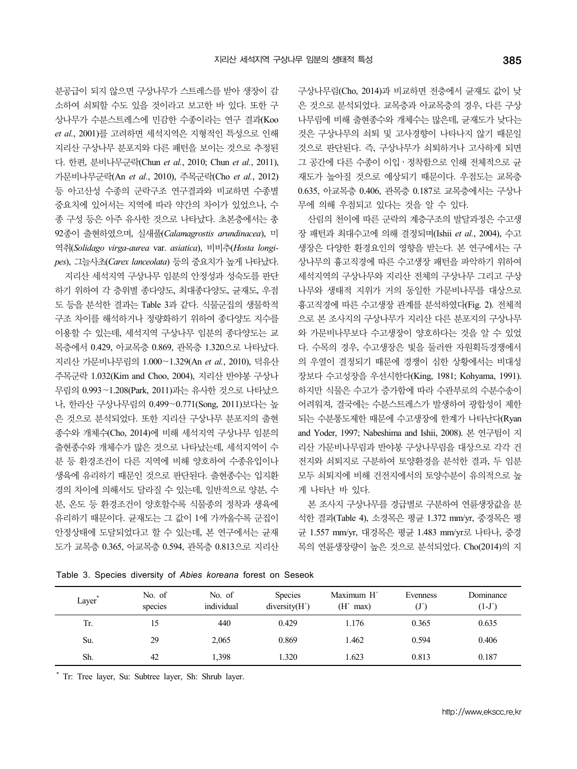분공급이 되지 않으면 구상나무가 스트레스를 받아 생장이 감소하여 쇠퇴할 수도 있을 것이라고 보고한 바 있다. 또한 구상나무가 수분스트레스에 민감한 수종이라는 연구 결과(Koo *et al.*, 2001)를 고려하면 세석지역은 지형적인 특성으로 인해 지리산 구상나무 분포지와 다른 패턴을 보이는 것으로 추정된다. 한편, 분비나무군락(Chun *et al.*, 2010; Chun *et al.*, 2011), 가문비나무군락(An *et al.*, 2010), 주목군락(Cho *et al.*, 2012) 등 아고산성 수종의 군락구조 연구결과와 비교하면 수종별 중요치에 있어서는 지역에 따라 약간의 차이가 있었으나, 수종 구성 등은 아주 유사한 것으로 나타났다. 초본층에서는 총 92종이 출현하였으며, 실새풀(*Calamagrostis arundinacea*), 미역취(*Solidago virga-aurea* var. *asiatica*), 비비추(*Hosta longipes*), 그늘사초(*Carex lanceolata*) 등의 중요치가 높게 나타났다.

지리산 세석지역 구상나무 임분의 안정성과 성숙도를 판단하기 위하여 각 층위별 종다양도, 최대종다양도, 균재도, 우점도 등을 분석한 결과는 Table 3과 같다. 식물군집의 생물학적 구조 차이를 해석하거나 정량화하기 위하여 종다양도 지수를 이용할 수 있는데, 세석지역 구상나무 임분의 종다양도는 교목층에서 0.429, 아교목층 0.869, 관목층 1.320으로 나타났다. 지리산 가문비나무림의 1.000~1.329(An *et al.*, 2010), 덕유산 주목군락 1.032(Kim and Choo, 2004), 지리산 반야봉 구상나무림의 0.993~1.208(Park, 2011)과는 유사한 것으로 나타났으나, 한라산 구상나무림의 0.499~0.771(Song, 2011)보다는 높은 것으로 분석되었다. 또한 지리산 구상나무 분포지의 출현종수와 개체수(Cho, 2014)에 비해 세석지역 구상나무 임분의 출현종수와 개체수가 많은 것으로 나타났는데, 세석지역이 수분 등 환경조건이 다른 지역에 비해 양호하여 수종유입이나 생육에 유리하기 때문인 것으로 판단된다. 출현종수는 입지환경의 차이에 의해서도 달라질 수 있는데, 일반적으로 양분, 수분, 온도 등 환경조건이 양호할수록 식물종의 정착과 생육에 유리하기 때문이다. 균재도는 그 값이 1에 가까울수록 군집이 안정상태에 도달되었다고 할 수 있는데, 본 연구에서는 균재도가 교목층 0.365, 아교목층 0.594, 관목층 0.813으로 지리산 구상나무림(Cho, 2014)과 비교하면 전층에서 균재도 값이 낮은 것으로 분석되었다. 교목층과 아교목층의 경우, 다른 구상나무림에 비해 출현종수와 개체수는 많은데, 균재도가 낮다는 것은 구상나무의 쇠퇴 및 고사경향이 나타나지 않기 때문일 것으로 판단된다. 즉, 구상나무가 쇠퇴하거나 고사하게 되면 그 공간에 다른 수종이 이입 · 정착함으로 인해 전체적으로 균재도가 높아질 것으로 예상되기 때문이다. 우점도는 교목층 0.635, 아교목층 0.406, 관목층 0.187로 교목층에서는 구상나무에 의해 우점되고 있다는 것을 알 수 있다.

산림의 천이에 따른 군락의 계층구조의 발달과정은 수고생장 패턴과 최대수고에 의해 결정되며(Ishii *et al.*, 2004), 수고생장은 다양한 환경요인의 영향을 받는다. 본 연구에서는 구상나무의 흉고직경에 따른 수고생장 패턴을 파악하기 위하여 세석지역의 구상나무와 지리산 전체의 구상나무 그리고 구상나무와 생태적 지위가 거의 동일한 가문비나무를 대상으로 흉고직경에 따른 수고생장 관계를 분석하였다(Fig. 2). 전체적으로 본 조사지의 구상나무가 지리산 다른 분포지의 구상나무와 가문비나무보다 수고생장이 양호하다는 것을 알 수 있었다. 수목의 경우, 수고생장은 빛을 둘러싼 자원획득경쟁에서의 우열이 결정되기 때문에 경쟁이 심한 상황에서는 비대성장보다 수고성장을 우선시한다(King, 1981; Kohyama, 1991). 하지만 식물은 수고가 증가함에 따라 수관부로의 수분수송이 어려워져, 결국에는 수분스트레스가 발생하여 광합성이 제한되는 수분통도제한 때문에 수고생장에 한계가 나타난다(Ryan and Yoder, 1997; Nabeshima and Ishii, 2008). 본 연구팀이 지리산 가문비나무림과 반야봉 구상나무림을 대상으로 각각 건전지와 쇠퇴지로 구분하여 토양환경을 분석한 결과, 두 임분 모두 쇠퇴지에 비해 건전지에서의 토양수분이 유의적으로 높게 나타난 바 있다.

본 조사지 구상나무를 경급별로 구분하여 연륜생장값을 분석한 결과(Table 4), 소경목은 평균 1.372 mm/yr, 중경목은 평균 1.557 mm/yr, 대경목은 평균 1.483 mm/yr로 나타나, 중경목의 연륜생장량이 높은 것으로 분석되었다. Cho(2014)의 지

Table 3. Species diversity of *Abies koreana* forest on Seseok

| Layer* | No. of species | No. of individual | Species diversity(H´) | Maximum H´ (H´ max) | Evenness (J´) | Dominance (1-J´) |
|---|---|---|---|---|---|---|
| Tr. | 15 | 440 | 0.429 | 1.176 | 0.365 | 0.635 |
| Su. | 29 | 2,065 | 0.869 | 1.462 | 0.594 | 0.406 |
| Sh. | 42 | 1,398 | 1.320 | 1.623 | 0.813 | 0.187 |

* Tr: Tree layer, Su: Subtree layer, Sh: Shrub layer.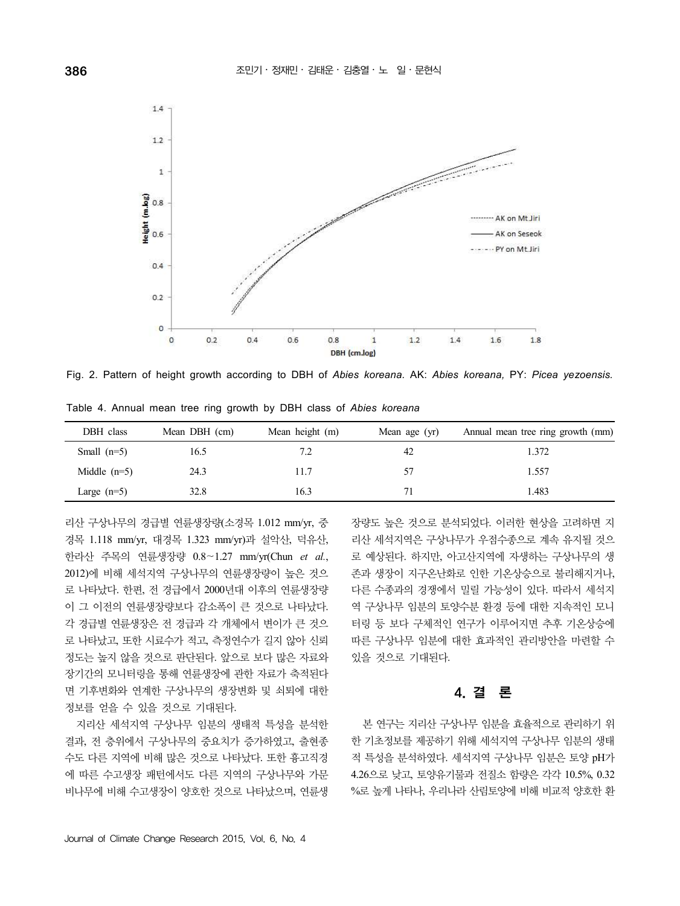Fig. 2. Pattern of height growth according to DBH of *Abies koreana*. AK: *Abies koreana*, PY: *Picea yezoensis*.

Table 4. Annual mean tree ring growth by DBH class of *Abies koreana*

| DBH class | Mean DBH (cm) | Mean height (m) | Mean age (yr) | Annual mean tree ring growth (mm) |
|---|---|---|---|---|
| Small (n=5) | 16.5 | 7.2 | 42 | 1.372 |
| Middle (n=5) | 24.3 | 11.7 | 57 | 1.557 |
| Large (n=5) | 32.8 | 16.3 | 71 | 1.483 |

리산 구상나무의 경급별 연륜생장량(소경목 1.012 mm/yr, 중경목 1.118 mm/yr, 대경목 1.323 mm/yr)과 설악산, 덕유산, 한라산 주목의 연륜생장량 0.8~1.27 mm/yr(Chun *et al.*, 2012)에 비해 세석지역 구상나무의 연륜생장량이 높은 것으로 나타났다. 한편, 전 경급에서 2000년대 이후의 연륜생장량이 그 이전의 연륜생장량보다 감소폭이 큰 것으로 나타났다. 각 경급별 연륜생장은 전 경급과 각 개체에서 변이가 큰 것으로 나타났고, 또한 시료수가 적고, 측정연수가 길지 않아 신뢰 정도는 높지 않을 것으로 판단된다. 앞으로 보다 많은 자료와 장기간의 모니터링을 통해 연륜생장에 관한 자료가 축적된다면 기후변화와 연계한 구상나무의 생장변화 및 쇠퇴에 대한 정보를 얻을 수 있을 것으로 기대된다.

지리산 세석지역 구상나무 임분의 생태적 특성을 분석한 결과, 전 층위에서 구상나무의 중요치가 증가하였고, 출현종수도 다른 지역에 비해 많은 것으로 나타났다. 또한 흉고직경에 따른 수고생장 패턴에서도 다른 지역의 구상나무와 가문비나무에 비해 수고생장이 양호한 것으로 나타났으며, 연륜생장량도 높은 것으로 분석되었다. 이러한 현상을 고려하면 지리산 세석지역은 구상나무가 우점수종으로 계속 유지될 것으로 예상된다. 하지만, 아고산지역에 자생하는 구상나무의 생존과 생장이 지구온난화로 인한 기온상승으로 불리해지거나, 다른 수종과의 경쟁에서 밀릴 가능성이 있다. 따라서 세석지역 구상나무 임분의 토양수분 환경 등에 대한 지속적인 모니터링 등 보다 구체적인 연구가 이루어지면 추후 기온상승에 따른 구상나무 임분에 대한 효과적인 관리방안을 마련할 수 있을 것으로 기대된다.

## 4. 결 론

본 연구는 지리산 구상나무 임분을 효율적으로 관리하기 위한 기초정보를 제공하기 위해 세석지역 구상나무 임분의 생태적 특성을 분석하였다. 세석지역 구상나무 임분은 토양 pH가 4.26으로 낮고, 토양유기물과 전질소 함량은 각각 10.5%, 0.32%로 높게 나타나, 우리나라 산림토양에 비해 비교적 양호한 환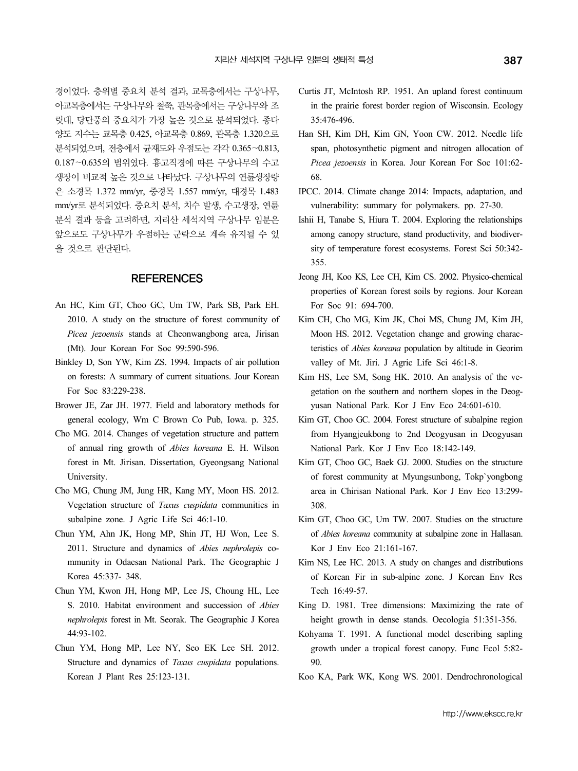경이었다. 층위별 중요치 분석 결과, 교목층에서는 구상나무, 아교목층에서는 구상나무와 철쭉, 관목층에서는 구상나무와 조릿대, 당단풍의 중요치가 가장 높은 것으로 분석되었다. 종다양도 지수는 교목층 0.425, 아교목층 0.869, 관목층 1.320으로 분석되었으며, 전층에서 균재도와 우점도는 각각 0.365~0.813, 0.187~0.635의 범위였다. 흉고직경에 따른 구상나무의 수고생장이 비교적 높은 것으로 나타났다. 구상나무의 연륜생장량은 소경목 1.372 mm/yr, 중경목 1.557 mm/yr, 대경목 1.483 mm/yr로 분석되었다. 중요치 분석, 치수 발생, 수고생장, 연륜분석 결과 등을 고려하면, 지리산 세석지역 구상나무 임분은 앞으로도 구상나무가 우점하는 군락으로 계속 유지될 수 있을 것으로 판단된다.

## REFERENCES

An HC, Kim GT, Choo GC, Um TW, Park SB, Park EH. 2010. A study on the structure of forest community of *Picea jezoensis* stands at Cheonwangbong area, Jirisan (Mt). Jour Korean For Soc 99:590-596.

Binkley D, Son YW, Kim ZS. 1994. Impacts of air pollution on forests: A summary of current situations. Jour Korean For Soc 83:229-238.

Brower JE, Zar JH. 1977. Field and laboratory methods for general ecology, Wm C Brown Co Pub, Iowa. p. 325.

Cho MG. 2014. Changes of vegetation structure and pattern of annual ring growth of *Abies koreana* E. H. Wilson forest in Mt. Jirisan. Dissertation, Gyeongsang National University.

Cho MG, Chung JM, Jung HR, Kang MY, Moon HS. 2012. Vegetation structure of *Taxus cuspidata* communities in subalpine zone. J Agric Life Sci 46:1-10.

Chun YM, Ahn JK, Hong MP, Shin JT, HJ Won, Lee S. 2011. Structure and dynamics of *Abies nephrolepis* community in Odaesan National Park. The Geographic J Korea 45:337- 348.

Chun YM, Kwon JH, Hong MP, Lee JS, Choung HL, Lee S. 2010. Habitat environment and succession of *Abies nephrolepis* forest in Mt. Seorak. The Geographic J Korea 44:93-102.

Chun YM, Hong MP, Lee NY, Seo EK Lee SH. 2012. Structure and dynamics of *Taxus cuspidata* populations. Korean J Plant Res 25:123-131.

Curtis JT, McIntosh RP. 1951. An upland forest continuum in the prairie forest border region of Wisconsin. Ecology 35:476-496.

Han SH, Kim DH, Kim GN, Yoon CW. 2012. Needle life span, photosynthetic pigment and nitrogen allocation of *Picea jezoensis* in Korea. Jour Korean For Soc 101:62-68.

IPCC. 2014. Climate change 2014: Impacts, adaptation, and vulnerability: summary for polymakers. pp. 27-30.

Ishii H, Tanabe S, Hiura T. 2004. Exploring the relationships among canopy structure, stand productivity, and biodiversity of temperature forest ecosystems. Forest Sci 50:342-355.

Jeong JH, Koo KS, Lee CH, Kim CS. 2002. Physico-chemical properties of Korean forest soils by regions. Jour Korean For Soc 91: 694-700.

Kim CH, Cho MG, Kim JK, Choi MS, Chung JM, Kim JH, Moon HS. 2012. Vegetation change and growing characteristics of *Abies koreana* population by altitude in Georim valley of Mt. Jiri. J Agric Life Sci 46:1-8.

Kim HS, Lee SM, Song HK. 2010. An analysis of the vegetation on the southern and northern slopes in the Deogyusan National Park. Kor J Env Eco 24:601-610.

Kim GT, Choo GC. 2004. Forest structure of subalpine region from Hyangjeukbong to 2nd Deogyusan in Deogyusan National Park. Kor J Env Eco 18:142-149.

Kim GT, Choo GC, Baek GJ. 2000. Studies on the structure of forest community at Myungsunbong, Tokp`yongbong area in Chirisan National Park. Kor J Env Eco 13:299-308.

Kim GT, Choo GC, Um TW. 2007. Studies on the structure of *Abies koreana* community at subalpine zone in Hallasan. Kor J Env Eco 21:161-167.

Kim NS, Lee HC. 2013. A study on changes and distributions of Korean Fir in sub-alpine zone. J Korean Env Res Tech 16:49-57.

King D. 1981. Tree dimensions: Maximizing the rate of height growth in dense stands. Oecologia 51:351-356.

Kohyama T. 1991. A functional model describing sapling growth under a tropical forest canopy. Func Ecol 5:82-90.

Koo KA, Park WK, Kong WS. 2001. Dendrochronological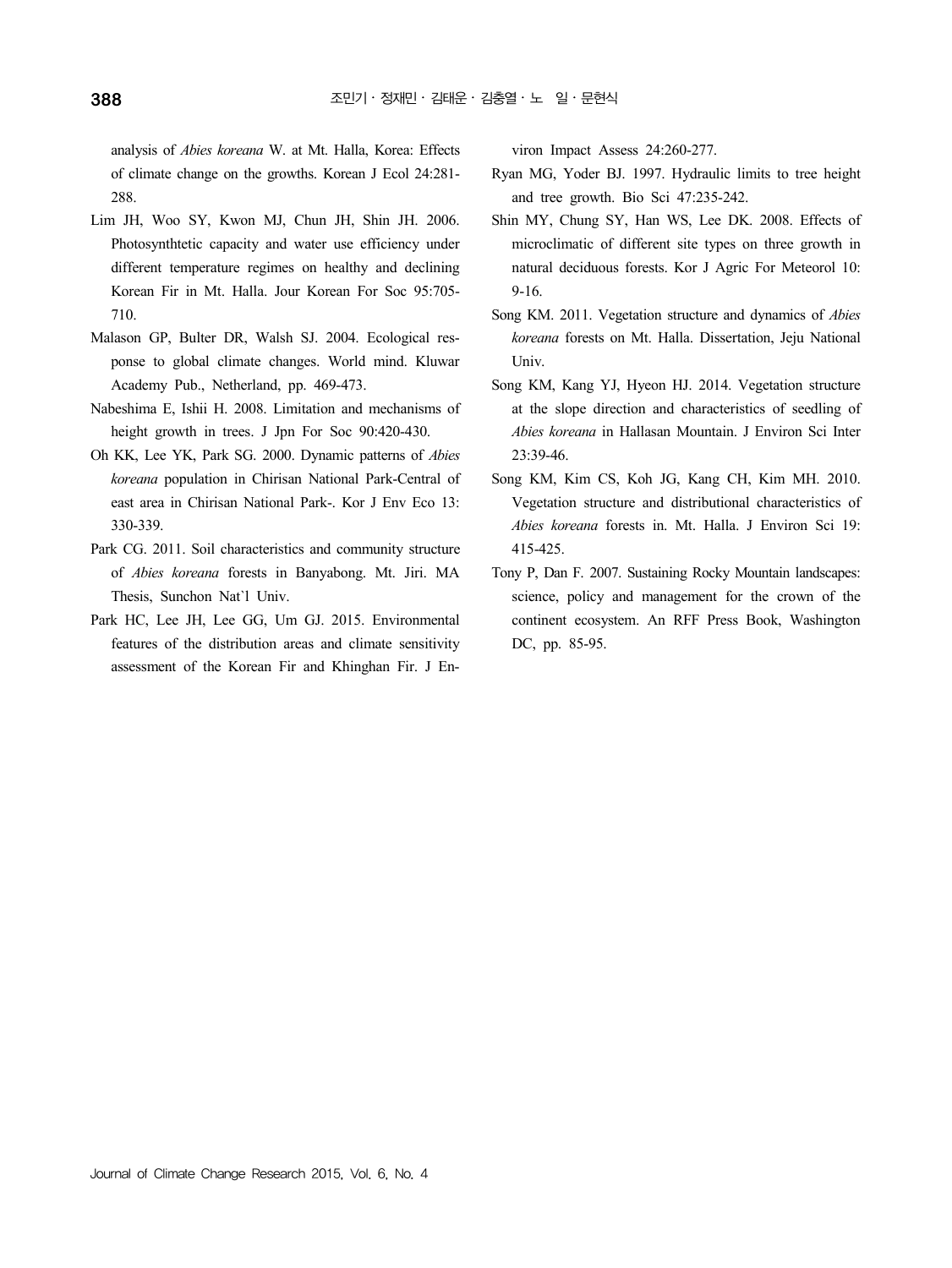analysis of *Abies koreana* W. at Mt. Halla, Korea: Effects of climate change on the growths. Korean J Ecol 24:281-288.

Lim JH, Woo SY, Kwon MJ, Chun JH, Shin JH. 2006. Photosynthtetic capacity and water use efficiency under different temperature regimes on healthy and declining Korean Fir in Mt. Halla. Jour Korean For Soc 95:705-710.

Malason GP, Bulter DR, Walsh SJ. 2004. Ecological response to global climate changes. World mind. Kluwar Academy Pub., Netherland, pp. 469-473.

Nabeshima E, Ishii H. 2008. Limitation and mechanisms of height growth in trees. J Jpn For Soc 90:420-430.

Oh KK, Lee YK, Park SG. 2000. Dynamic patterns of *Abies koreana* population in Chirisan National Park-Central of east area in Chirisan National Park-. Kor J Env Eco 13: 330-339.

Park CG. 2011. Soil characteristics and community structure of *Abies koreana* forests in Banyabong. Mt. Jiri. MA Thesis, Sunchon Nat`l Univ.

Park HC, Lee JH, Lee GG, Um GJ. 2015. Environmental features of the distribution areas and climate sensitivity assessment of the Korean Fir and Khinghan Fir. J Environ Impact Assess 24:260-277.

Ryan MG, Yoder BJ. 1997. Hydraulic limits to tree height and tree growth. Bio Sci 47:235-242.

Shin MY, Chung SY, Han WS, Lee DK. 2008. Effects of microclimatic of different site types on three growth in natural deciduous forests. Kor J Agric For Meteorol 10: 9-16.

Song KM. 2011. Vegetation structure and dynamics of *Abies koreana* forests on Mt. Halla. Dissertation, Jeju National Univ.

Song KM, Kang YJ, Hyeon HJ. 2014. Vegetation structure at the slope direction and characteristics of seedling of *Abies koreana* in Hallasan Mountain. J Environ Sci Inter 23:39-46.

Song KM, Kim CS, Koh JG, Kang CH, Kim MH. 2010. Vegetation structure and distributional characteristics of *Abies koreana* forests in. Mt. Halla. J Environ Sci 19: 415-425.

Tony P, Dan F. 2007. Sustaining Rocky Mountain landscapes: science, policy and management for the crown of the continent ecosystem. An RFF Press Book, Washington DC, pp. 85-95.